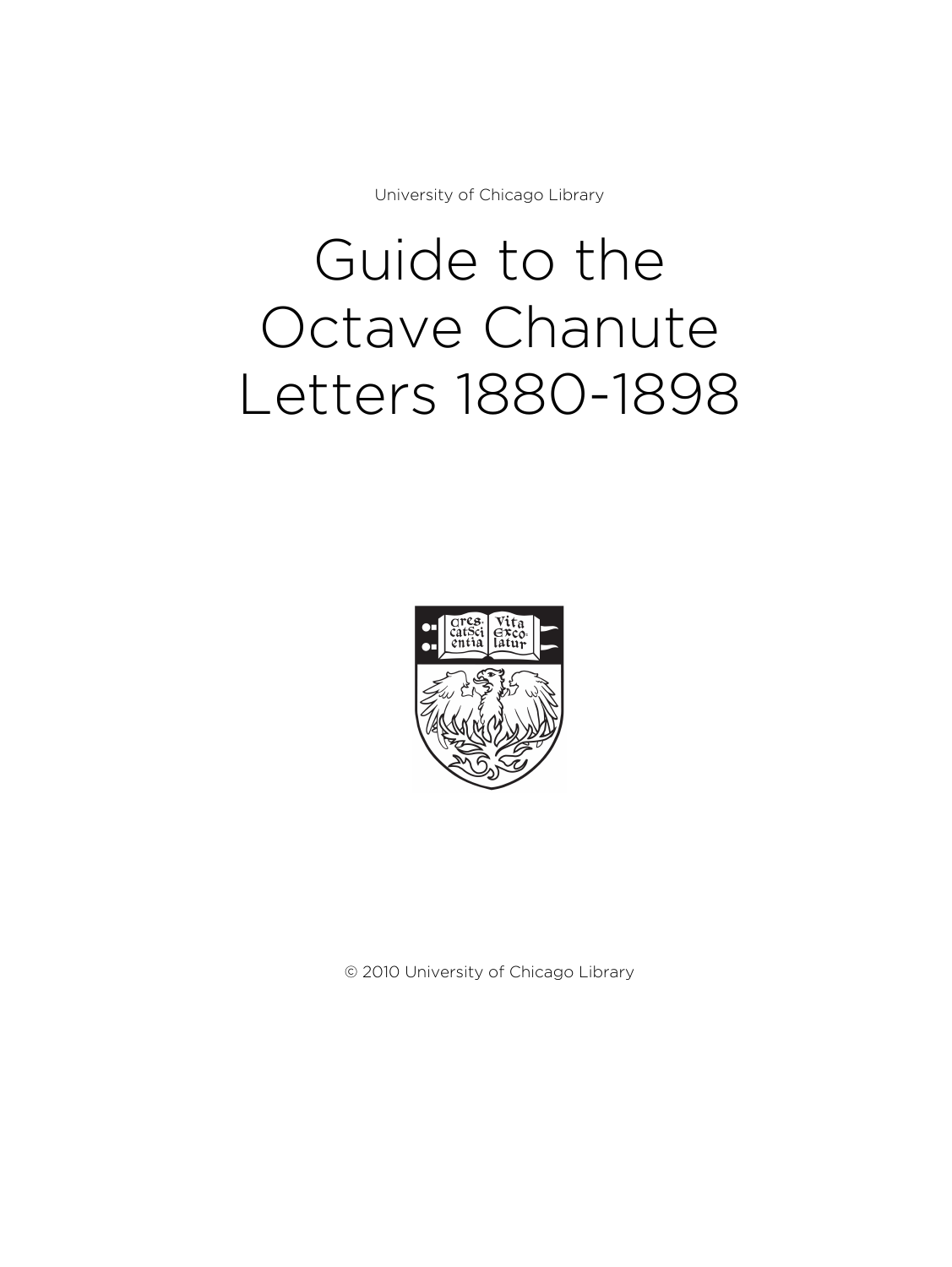University of Chicago Library

# Guide to the Octave Chanute Letters 1880-1898

© 2010 University of Chicago Library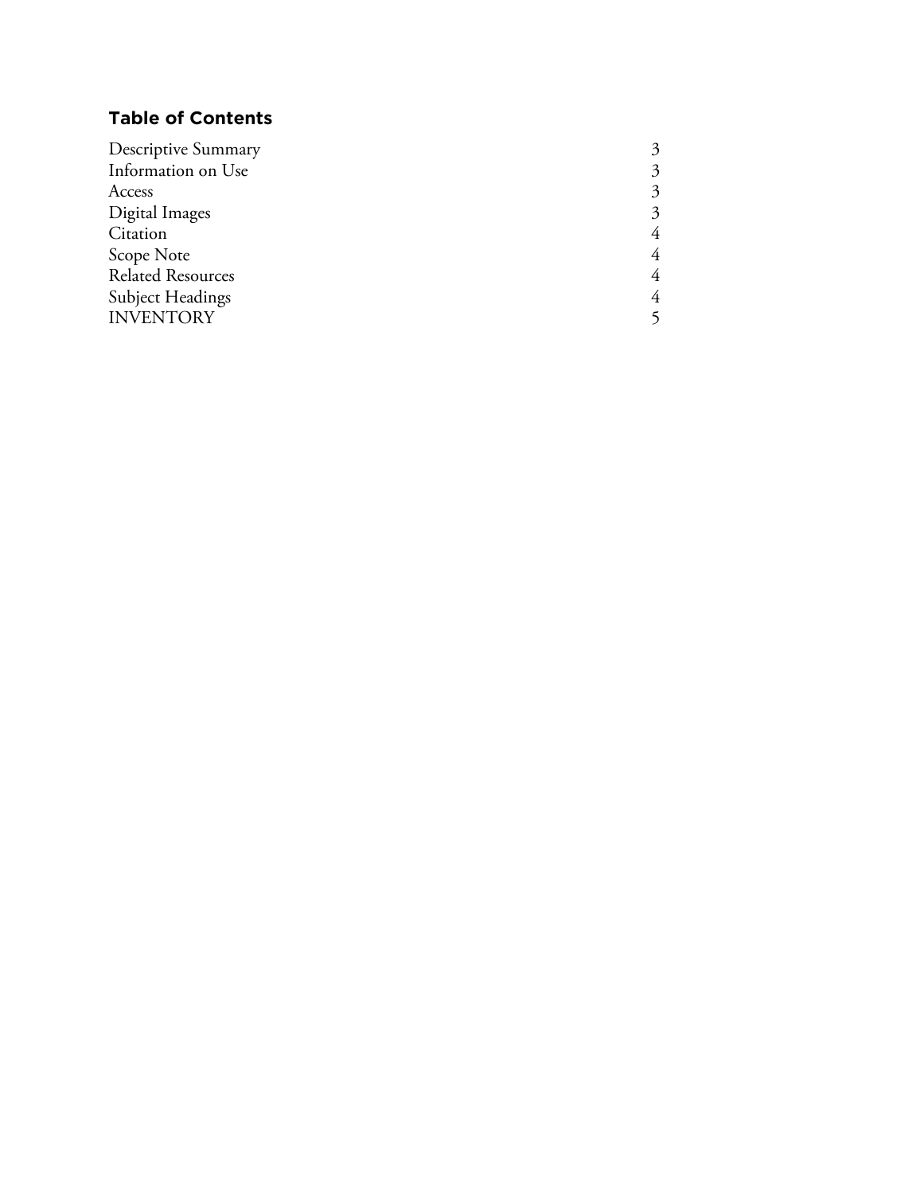## Table of Contents

| | |
|---|---|
| Descriptive Summary | 3 |
| Information on Use | 3 |
| Access | 3 |
| Digital Images | 3 |
| Citation | 4 |
| Scope Note | 4 |
| Related Resources | 4 |
| Subject Headings | 4 |
| INVENTORY | 5 |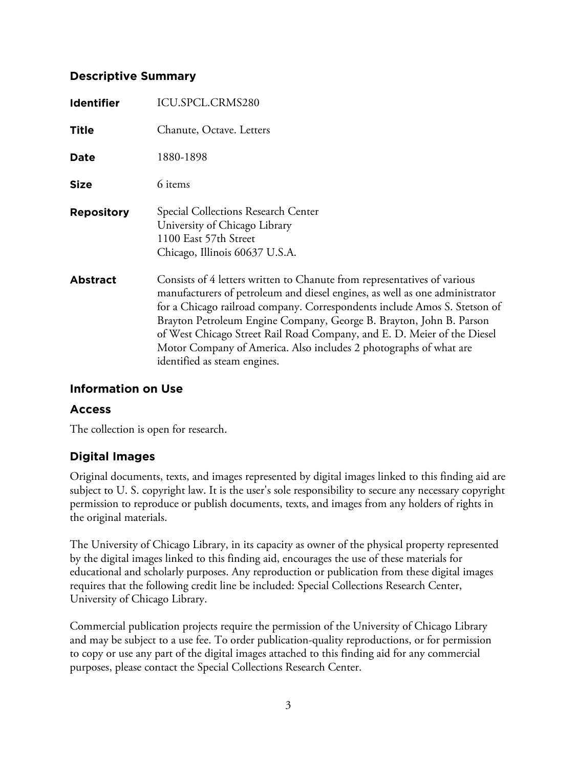## Descriptive Summary

| | |
|---|---|
| **Identifier** | ICU.SPCL.CRMS280 |
| **Title** | Chanute, Octave. Letters |
| **Date** | 1880-1898 |
| **Size** | 6 items |
| **Repository** | Special Collections Research Center<br>University of Chicago Library<br>1100 East 57th Street<br>Chicago, Illinois 60637 U.S.A. |
| **Abstract** | Consists of 4 letters written to Chanute from representatives of various manufacturers of petroleum and diesel engines, as well as one administrator for a Chicago railroad company. Correspondents include Amos S. Stetson of Brayton Petroleum Engine Company, George B. Brayton, John B. Parson of West Chicago Street Rail Road Company, and E. D. Meier of the Diesel Motor Company of America. Also includes 2 photographs of what are identified as steam engines. |

## Information on Use

### Access

The collection is open for research.

### Digital Images

Original documents, texts, and images represented by digital images linked to this finding aid are subject to U. S. copyright law. It is the user's sole responsibility to secure any necessary copyright permission to reproduce or publish documents, texts, and images from any holders of rights in the original materials.

The University of Chicago Library, in its capacity as owner of the physical property represented by the digital images linked to this finding aid, encourages the use of these materials for educational and scholarly purposes. Any reproduction or publication from these digital images requires that the following credit line be included: Special Collections Research Center, University of Chicago Library.

Commercial publication projects require the permission of the University of Chicago Library and may be subject to a use fee. To order publication-quality reproductions, or for permission to copy or use any part of the digital images attached to this finding aid for any commercial purposes, please contact the Special Collections Research Center.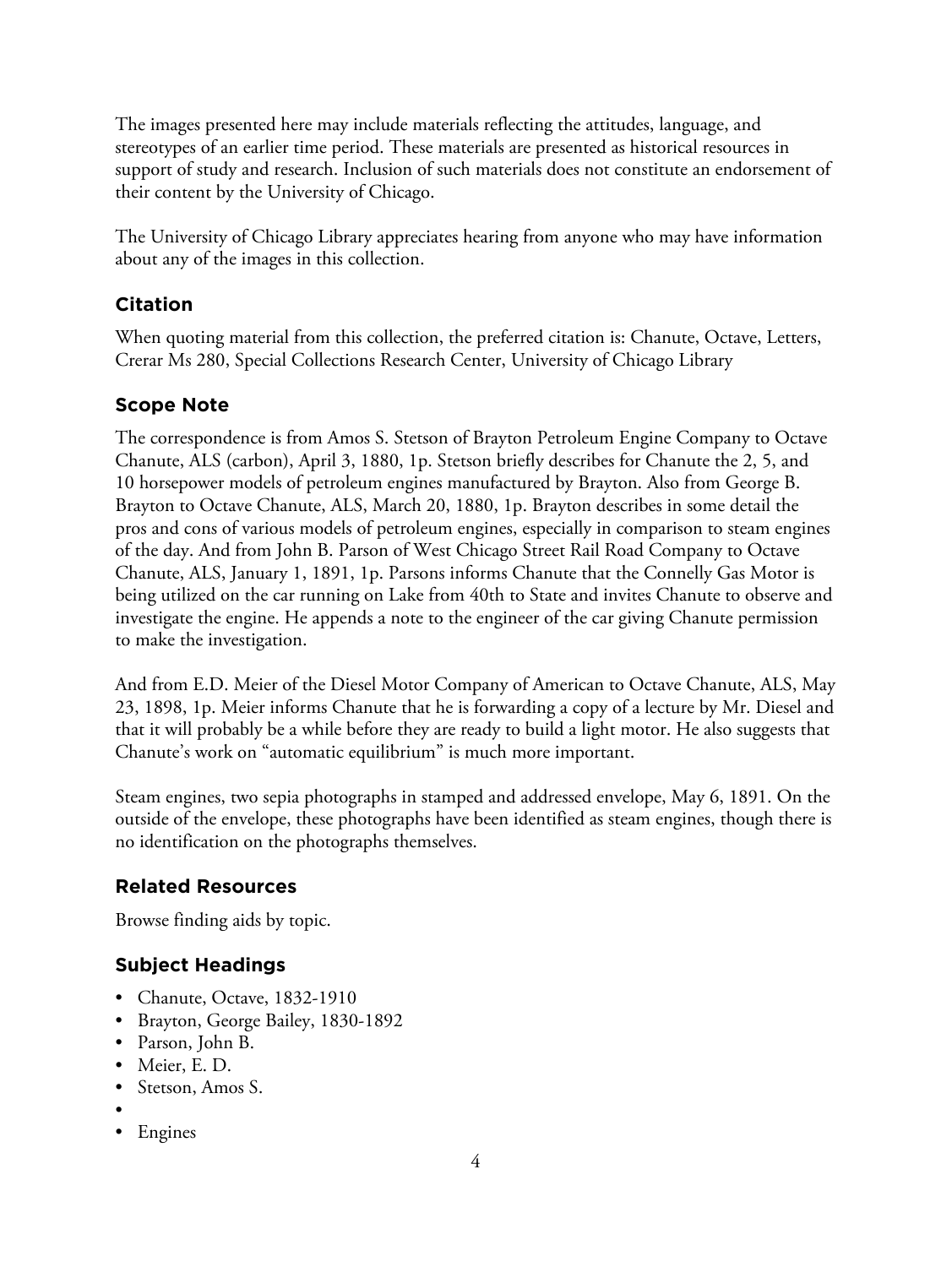The images presented here may include materials reflecting the attitudes, language, and stereotypes of an earlier time period. These materials are presented as historical resources in support of study and research. Inclusion of such materials does not constitute an endorsement of their content by the University of Chicago.

The University of Chicago Library appreciates hearing from anyone who may have information about any of the images in this collection.

## Citation

When quoting material from this collection, the preferred citation is: Chanute, Octave, Letters, Crerar Ms 280, Special Collections Research Center, University of Chicago Library

## Scope Note

The correspondence is from Amos S. Stetson of Brayton Petroleum Engine Company to Octave Chanute, ALS (carbon), April 3, 1880, 1p. Stetson briefly describes for Chanute the 2, 5, and 10 horsepower models of petroleum engines manufactured by Brayton. Also from George B. Brayton to Octave Chanute, ALS, March 20, 1880, 1p. Brayton describes in some detail the pros and cons of various models of petroleum engines, especially in comparison to steam engines of the day. And from John B. Parson of West Chicago Street Rail Road Company to Octave Chanute, ALS, January 1, 1891, 1p. Parsons informs Chanute that the Connelly Gas Motor is being utilized on the car running on Lake from 40th to State and invites Chanute to observe and investigate the engine. He appends a note to the engineer of the car giving Chanute permission to make the investigation.

And from E.D. Meier of the Diesel Motor Company of American to Octave Chanute, ALS, May 23, 1898, 1p. Meier informs Chanute that he is forwarding a copy of a lecture by Mr. Diesel and that it will probably be a while before they are ready to build a light motor. He also suggests that Chanute's work on "automatic equilibrium" is much more important.

Steam engines, two sepia photographs in stamped and addressed envelope, May 6, 1891. On the outside of the envelope, these photographs have been identified as steam engines, though there is no identification on the photographs themselves.

## Related Resources

Browse finding aids by topic.

## Subject Headings

- Chanute, Octave, 1832-1910
- Brayton, George Bailey, 1830-1892
- Parson, John B.
- Meier, E. D.
- Stetson, Amos S.
- 
- Engines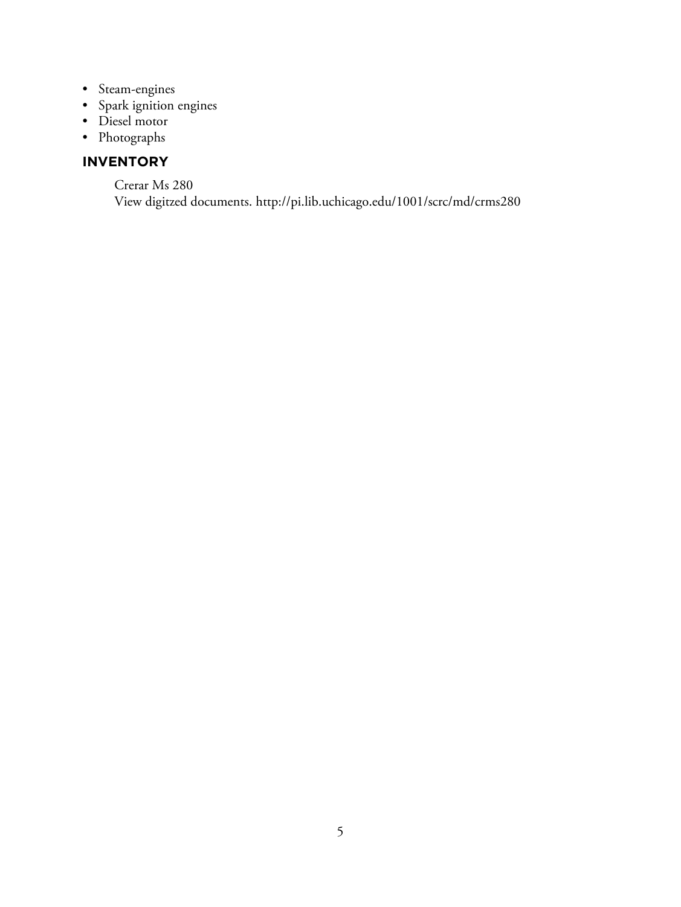- Steam-engines
- Spark ignition engines
- Diesel motor
- Photographs

## INVENTORY

Crerar Ms 280
View digitzed documents. http://pi.lib.uchicago.edu/1001/scrc/md/crms280